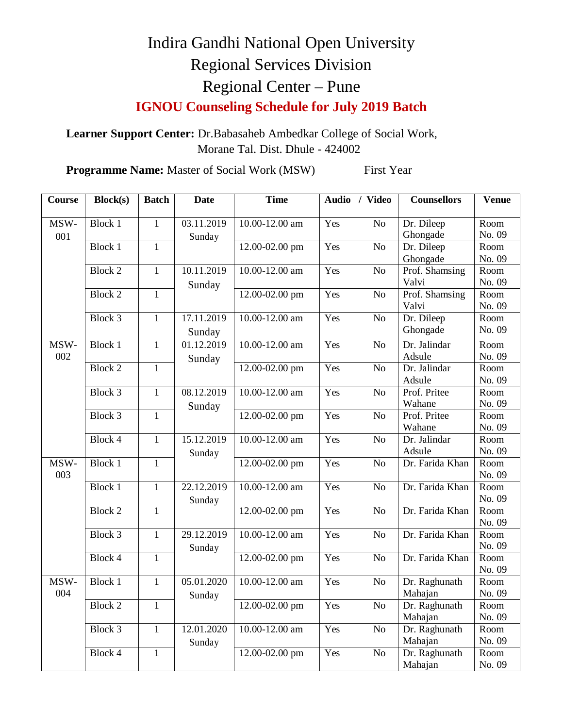# Indira Gandhi National Open University

## Regional Services Division

## Regional Center – Pune

### IGNOU Counseling Schedule for July 2019 Batch

**Learner Support Center:** Dr.Babasaheb Ambedkar College of Social Work, Morane Tal. Dist. Dhule - 424002

**Programme Name:** Master of Social Work (MSW) First Year

| Course | Block(s) | Batch | Date | Time | Audio | / Video | Counsellors | Venue |
|---|---|---|---|---|---|---|---|---|
| MSW-001 | Block 1 | 1 | 03.11.2019 Sunday | 10.00-12.00 am | Yes | No | Dr. Dileep Ghongade | Room No. 09 |
| | Block 1 | 1 | | 12.00-02.00 pm | Yes | No | Dr. Dileep Ghongade | Room No. 09 |
| | Block 2 | 1 | 10.11.2019 Sunday | 10.00-12.00 am | Yes | No | Prof. Shamsing Valvi | Room No. 09 |
| | Block 2 | 1 | | 12.00-02.00 pm | Yes | No | Prof. Shamsing Valvi | Room No. 09 |
| | Block 3 | 1 | 17.11.2019 Sunday | 10.00-12.00 am | Yes | No | Dr. Dileep Ghongade | Room No. 09 |
| MSW-002 | Block 1 | 1 | 01.12.2019 Sunday | 10.00-12.00 am | Yes | No | Dr. Jalindar Adsule | Room No. 09 |
| | Block 2 | 1 | | 12.00-02.00 pm | Yes | No | Dr. Jalindar Adsule | Room No. 09 |
| | Block 3 | 1 | 08.12.2019 Sunday | 10.00-12.00 am | Yes | No | Prof. Pritee Wahane | Room No. 09 |
| | Block 3 | 1 | | 12.00-02.00 pm | Yes | No | Prof. Pritee Wahane | Room No. 09 |
| | Block 4 | 1 | 15.12.2019 Sunday | 10.00-12.00 am | Yes | No | Dr. Jalindar Adsule | Room No. 09 |
| MSW-003 | Block 1 | 1 | | 12.00-02.00 pm | Yes | No | Dr. Farida Khan | Room No. 09 |
| | Block 1 | 1 | 22.12.2019 Sunday | 10.00-12.00 am | Yes | No | Dr. Farida Khan | Room No. 09 |
| | Block 2 | 1 | | 12.00-02.00 pm | Yes | No | Dr. Farida Khan | Room No. 09 |
| | Block 3 | 1 | 29.12.2019 Sunday | 10.00-12.00 am | Yes | No | Dr. Farida Khan | Room No. 09 |
| | Block 4 | 1 | | 12.00-02.00 pm | Yes | No | Dr. Farida Khan | Room No. 09 |
| MSW-004 | Block 1 | 1 | 05.01.2020 Sunday | 10.00-12.00 am | Yes | No | Dr. Raghunath Mahajan | Room No. 09 |
| | Block 2 | 1 | | 12.00-02.00 pm | Yes | No | Dr. Raghunath Mahajan | Room No. 09 |
| | Block 3 | 1 | 12.01.2020 Sunday | 10.00-12.00 am | Yes | No | Dr. Raghunath Mahajan | Room No. 09 |
| | Block 4 | 1 | | 12.00-02.00 pm | Yes | No | Dr. Raghunath Mahajan | Room No. 09 |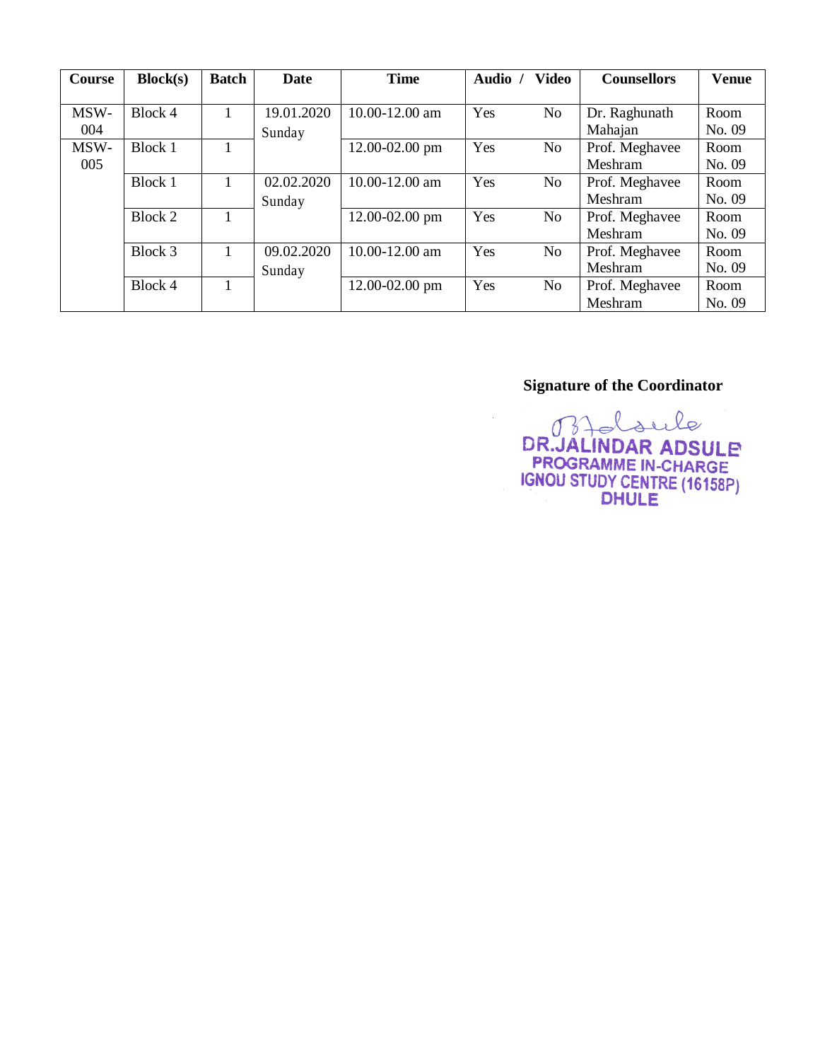| Course | Block(s) | Batch | Date | Time | Audio / | Video | Counsellors | Venue |
|---|---|---|---|---|---|---|---|---|
| MSW-004 | Block 4 | 1 | 19.01.2020 Sunday | 10.00-12.00 am | Yes | No | Dr. Raghunath Mahajan | Room No. 09 |
| MSW-005 | Block 1 | 1 | | 12.00-02.00 pm | Yes | No | Prof. Meghavee Meshram | Room No. 09 |
| | Block 1 | 1 | 02.02.2020 Sunday | 10.00-12.00 am | Yes | No | Prof. Meghavee Meshram | Room No. 09 |
| | Block 2 | 1 | | 12.00-02.00 pm | Yes | No | Prof. Meghavee Meshram | Room No. 09 |
| | Block 3 | 1 | 09.02.2020 Sunday | 10.00-12.00 am | Yes | No | Prof. Meghavee Meshram | Room No. 09 |
| | Block 4 | 1 | | 12.00-02.00 pm | Yes | No | Prof. Meghavee Meshram | Room No. 09 |

**Signature of the Coordinator**

DR.JALINDAR ADSULE
PROGRAMME IN-CHARGE
IGNOU STUDY CENTRE (16158P)
DHULE